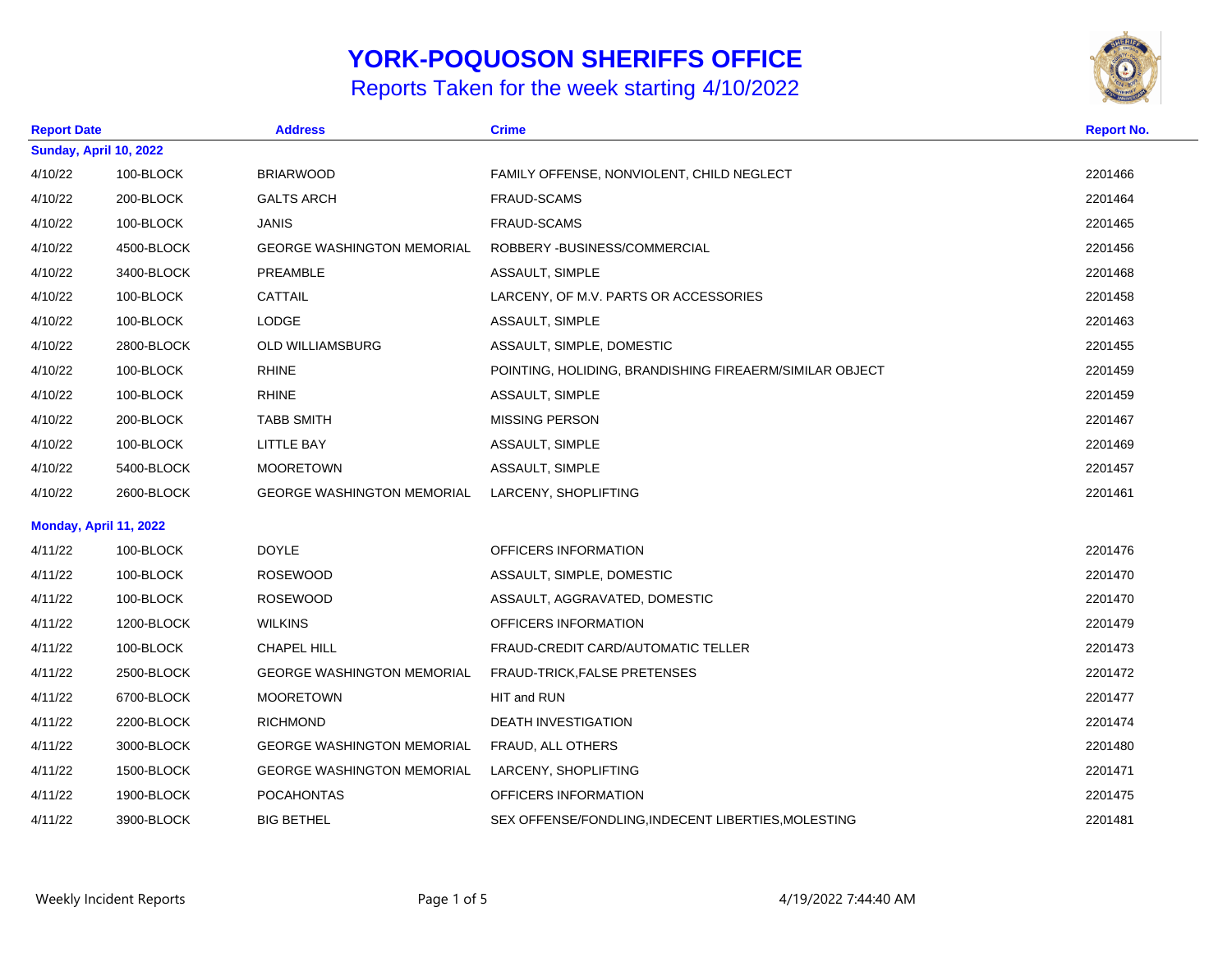# YORK-POQUOSON SHERIFFS OFFICE

## Reports Taken for the week starting 4/10/2022

| Report Date | | Address | Crime | Report No. |
|---|---|---|---|---|
| **Sunday, April 10, 2022** | | | | |
| 4/10/22 | 100-BLOCK | BRIARWOOD | FAMILY OFFENSE, NONVIOLENT, CHILD NEGLECT | 2201466 |
| 4/10/22 | 200-BLOCK | GALTS ARCH | FRAUD-SCAMS | 2201464 |
| 4/10/22 | 100-BLOCK | JANIS | FRAUD-SCAMS | 2201465 |
| 4/10/22 | 4500-BLOCK | GEORGE WASHINGTON MEMORIAL | ROBBERY -BUSINESS/COMMERCIAL | 2201456 |
| 4/10/22 | 3400-BLOCK | PREAMBLE | ASSAULT, SIMPLE | 2201468 |
| 4/10/22 | 100-BLOCK | CATTAIL | LARCENY, OF M.V. PARTS OR ACCESSORIES | 2201458 |
| 4/10/22 | 100-BLOCK | LODGE | ASSAULT, SIMPLE | 2201463 |
| 4/10/22 | 2800-BLOCK | OLD WILLIAMSBURG | ASSAULT, SIMPLE, DOMESTIC | 2201455 |
| 4/10/22 | 100-BLOCK | RHINE | POINTING, HOLIDING, BRANDISHING FIREAERM/SIMILAR OBJECT | 2201459 |
| 4/10/22 | 100-BLOCK | RHINE | ASSAULT, SIMPLE | 2201459 |
| 4/10/22 | 200-BLOCK | TABB SMITH | MISSING PERSON | 2201467 |
| 4/10/22 | 100-BLOCK | LITTLE BAY | ASSAULT, SIMPLE | 2201469 |
| 4/10/22 | 5400-BLOCK | MOORETOWN | ASSAULT, SIMPLE | 2201457 |
| 4/10/22 | 2600-BLOCK | GEORGE WASHINGTON MEMORIAL | LARCENY, SHOPLIFTING | 2201461 |
| **Monday, April 11, 2022** | | | | |
| 4/11/22 | 100-BLOCK | DOYLE | OFFICERS INFORMATION | 2201476 |
| 4/11/22 | 100-BLOCK | ROSEWOOD | ASSAULT, SIMPLE, DOMESTIC | 2201470 |
| 4/11/22 | 100-BLOCK | ROSEWOOD | ASSAULT, AGGRAVATED, DOMESTIC | 2201470 |
| 4/11/22 | 1200-BLOCK | WILKINS | OFFICERS INFORMATION | 2201479 |
| 4/11/22 | 100-BLOCK | CHAPEL HILL | FRAUD-CREDIT CARD/AUTOMATIC TELLER | 2201473 |
| 4/11/22 | 2500-BLOCK | GEORGE WASHINGTON MEMORIAL | FRAUD-TRICK,FALSE PRETENSES | 2201472 |
| 4/11/22 | 6700-BLOCK | MOORETOWN | HIT and RUN | 2201477 |
| 4/11/22 | 2200-BLOCK | RICHMOND | DEATH INVESTIGATION | 2201474 |
| 4/11/22 | 3000-BLOCK | GEORGE WASHINGTON MEMORIAL | FRAUD, ALL OTHERS | 2201480 |
| 4/11/22 | 1500-BLOCK | GEORGE WASHINGTON MEMORIAL | LARCENY, SHOPLIFTING | 2201471 |
| 4/11/22 | 1900-BLOCK | POCAHONTAS | OFFICERS INFORMATION | 2201475 |
| 4/11/22 | 3900-BLOCK | BIG BETHEL | SEX OFFENSE/FONDLING,INDECENT LIBERTIES,MOLESTING | 2201481 |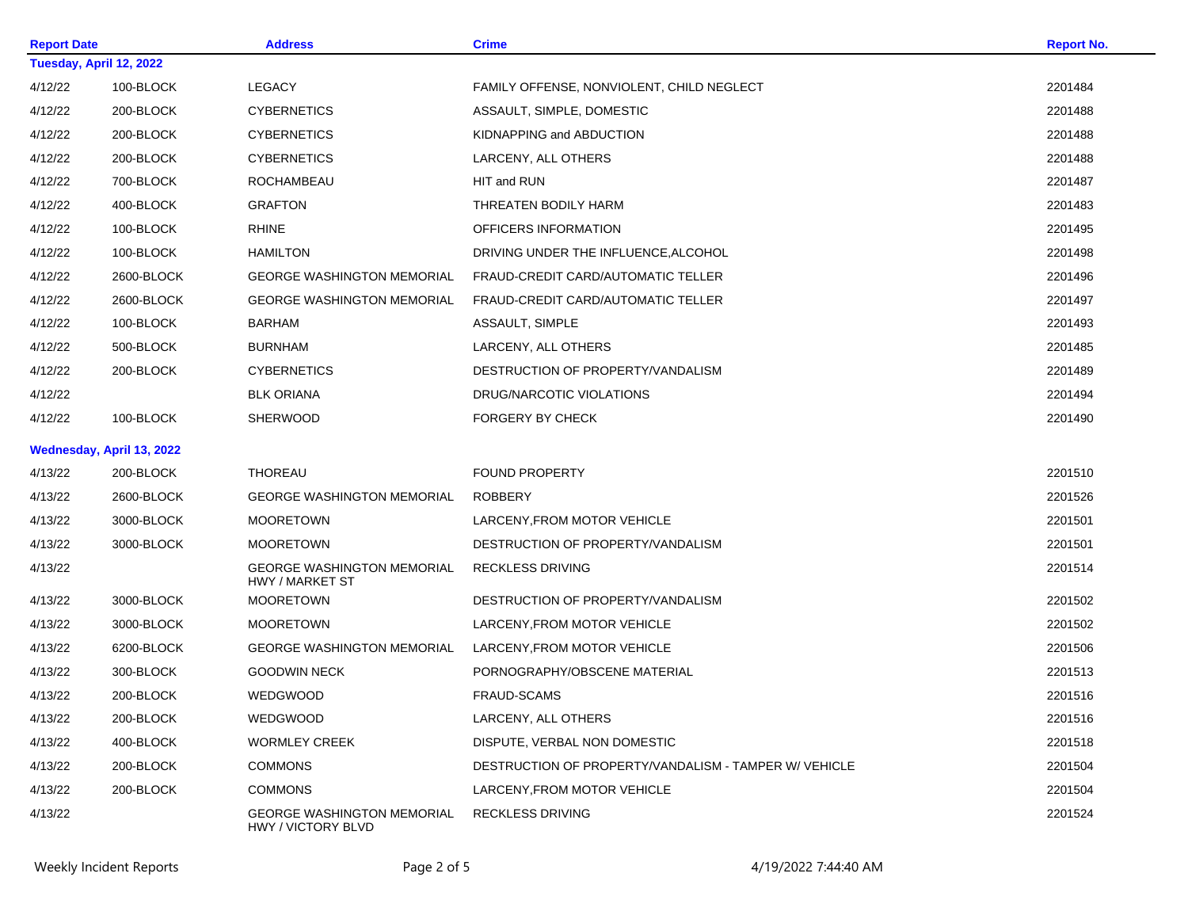| Report Date | | Address | Crime | Report No. |
|---|---|---|---|---|
| **Tuesday, April 12, 2022** | | | | |
| 4/12/22 | 100-BLOCK | LEGACY | FAMILY OFFENSE, NONVIOLENT, CHILD NEGLECT | 2201484 |
| 4/12/22 | 200-BLOCK | CYBERNETICS | ASSAULT, SIMPLE, DOMESTIC | 2201488 |
| 4/12/22 | 200-BLOCK | CYBERNETICS | KIDNAPPING and ABDUCTION | 2201488 |
| 4/12/22 | 200-BLOCK | CYBERNETICS | LARCENY, ALL OTHERS | 2201488 |
| 4/12/22 | 700-BLOCK | ROCHAMBEAU | HIT and RUN | 2201487 |
| 4/12/22 | 400-BLOCK | GRAFTON | THREATEN BODILY HARM | 2201483 |
| 4/12/22 | 100-BLOCK | RHINE | OFFICERS INFORMATION | 2201495 |
| 4/12/22 | 100-BLOCK | HAMILTON | DRIVING UNDER THE INFLUENCE,ALCOHOL | 2201498 |
| 4/12/22 | 2600-BLOCK | GEORGE WASHINGTON MEMORIAL | FRAUD-CREDIT CARD/AUTOMATIC TELLER | 2201496 |
| 4/12/22 | 2600-BLOCK | GEORGE WASHINGTON MEMORIAL | FRAUD-CREDIT CARD/AUTOMATIC TELLER | 2201497 |
| 4/12/22 | 100-BLOCK | BARHAM | ASSAULT, SIMPLE | 2201493 |
| 4/12/22 | 500-BLOCK | BURNHAM | LARCENY, ALL OTHERS | 2201485 |
| 4/12/22 | 200-BLOCK | CYBERNETICS | DESTRUCTION OF PROPERTY/VANDALISM | 2201489 |
| 4/12/22 | | BLK ORIANA | DRUG/NARCOTIC VIOLATIONS | 2201494 |
| 4/12/22 | 100-BLOCK | SHERWOOD | FORGERY BY CHECK | 2201490 |
| **Wednesday, April 13, 2022** | | | | |
| 4/13/22 | 200-BLOCK | THOREAU | FOUND PROPERTY | 2201510 |
| 4/13/22 | 2600-BLOCK | GEORGE WASHINGTON MEMORIAL | ROBBERY | 2201526 |
| 4/13/22 | 3000-BLOCK | MOORETOWN | LARCENY,FROM MOTOR VEHICLE | 2201501 |
| 4/13/22 | 3000-BLOCK | MOORETOWN | DESTRUCTION OF PROPERTY/VANDALISM | 2201501 |
| 4/13/22 | | GEORGE WASHINGTON MEMORIAL HWY / MARKET ST | RECKLESS DRIVING | 2201514 |
| 4/13/22 | 3000-BLOCK | MOORETOWN | DESTRUCTION OF PROPERTY/VANDALISM | 2201502 |
| 4/13/22 | 3000-BLOCK | MOORETOWN | LARCENY,FROM MOTOR VEHICLE | 2201502 |
| 4/13/22 | 6200-BLOCK | GEORGE WASHINGTON MEMORIAL | LARCENY,FROM MOTOR VEHICLE | 2201506 |
| 4/13/22 | 300-BLOCK | GOODWIN NECK | PORNOGRAPHY/OBSCENE MATERIAL | 2201513 |
| 4/13/22 | 200-BLOCK | WEDGWOOD | FRAUD-SCAMS | 2201516 |
| 4/13/22 | 200-BLOCK | WEDGWOOD | LARCENY, ALL OTHERS | 2201516 |
| 4/13/22 | 400-BLOCK | WORMLEY CREEK | DISPUTE, VERBAL NON DOMESTIC | 2201518 |
| 4/13/22 | 200-BLOCK | COMMONS | DESTRUCTION OF PROPERTY/VANDALISM - TAMPER W/ VEHICLE | 2201504 |
| 4/13/22 | 200-BLOCK | COMMONS | LARCENY,FROM MOTOR VEHICLE | 2201504 |
| 4/13/22 | | GEORGE WASHINGTON MEMORIAL HWY / VICTORY BLVD | RECKLESS DRIVING | 2201524 |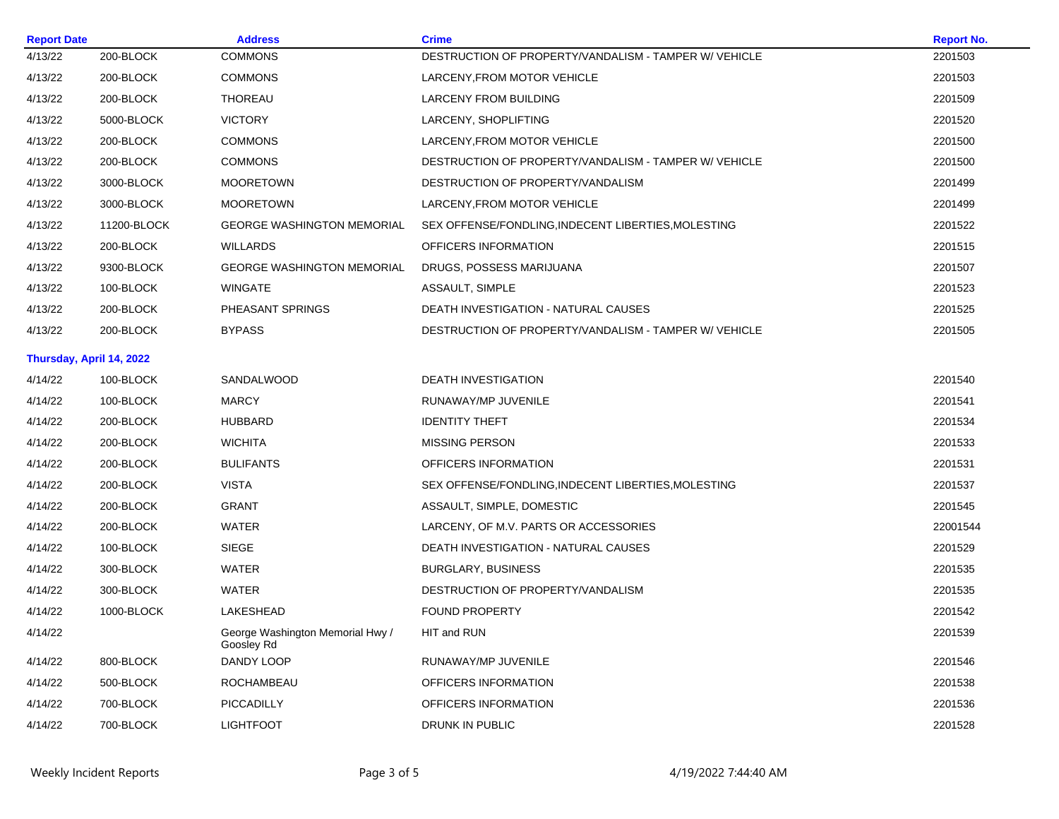| Report Date | | Address | Crime | Report No. |
|---|---|---|---|---|
| 4/13/22 | 200-BLOCK | COMMONS | DESTRUCTION OF PROPERTY/VANDALISM - TAMPER W/ VEHICLE | 2201503 |
| 4/13/22 | 200-BLOCK | COMMONS | LARCENY,FROM MOTOR VEHICLE | 2201503 |
| 4/13/22 | 200-BLOCK | THOREAU | LARCENY FROM BUILDING | 2201509 |
| 4/13/22 | 5000-BLOCK | VICTORY | LARCENY, SHOPLIFTING | 2201520 |
| 4/13/22 | 200-BLOCK | COMMONS | LARCENY,FROM MOTOR VEHICLE | 2201500 |
| 4/13/22 | 200-BLOCK | COMMONS | DESTRUCTION OF PROPERTY/VANDALISM - TAMPER W/ VEHICLE | 2201500 |
| 4/13/22 | 3000-BLOCK | MOORETOWN | DESTRUCTION OF PROPERTY/VANDALISM | 2201499 |
| 4/13/22 | 3000-BLOCK | MOORETOWN | LARCENY,FROM MOTOR VEHICLE | 2201499 |
| 4/13/22 | 11200-BLOCK | GEORGE WASHINGTON MEMORIAL | SEX OFFENSE/FONDLING,INDECENT LIBERTIES,MOLESTING | 2201522 |
| 4/13/22 | 200-BLOCK | WILLARDS | OFFICERS INFORMATION | 2201515 |
| 4/13/22 | 9300-BLOCK | GEORGE WASHINGTON MEMORIAL | DRUGS, POSSESS MARIJUANA | 2201507 |
| 4/13/22 | 100-BLOCK | WINGATE | ASSAULT, SIMPLE | 2201523 |
| 4/13/22 | 200-BLOCK | PHEASANT SPRINGS | DEATH INVESTIGATION - NATURAL CAUSES | 2201525 |
| 4/13/22 | 200-BLOCK | BYPASS | DESTRUCTION OF PROPERTY/VANDALISM - TAMPER W/ VEHICLE | 2201505 |
| **Thursday, April 14, 2022** | | | | |
| 4/14/22 | 100-BLOCK | SANDALWOOD | DEATH INVESTIGATION | 2201540 |
| 4/14/22 | 100-BLOCK | MARCY | RUNAWAY/MP JUVENILE | 2201541 |
| 4/14/22 | 200-BLOCK | HUBBARD | IDENTITY THEFT | 2201534 |
| 4/14/22 | 200-BLOCK | WICHITA | MISSING PERSON | 2201533 |
| 4/14/22 | 200-BLOCK | BULIFANTS | OFFICERS INFORMATION | 2201531 |
| 4/14/22 | 200-BLOCK | VISTA | SEX OFFENSE/FONDLING,INDECENT LIBERTIES,MOLESTING | 2201537 |
| 4/14/22 | 200-BLOCK | GRANT | ASSAULT, SIMPLE, DOMESTIC | 2201545 |
| 4/14/22 | 200-BLOCK | WATER | LARCENY, OF M.V. PARTS OR ACCESSORIES | 22001544 |
| 4/14/22 | 100-BLOCK | SIEGE | DEATH INVESTIGATION - NATURAL CAUSES | 2201529 |
| 4/14/22 | 300-BLOCK | WATER | BURGLARY, BUSINESS | 2201535 |
| 4/14/22 | 300-BLOCK | WATER | DESTRUCTION OF PROPERTY/VANDALISM | 2201535 |
| 4/14/22 | 1000-BLOCK | LAKESHEAD | FOUND PROPERTY | 2201542 |
| 4/14/22 | | George Washington Memorial Hwy / Goosley Rd | HIT and RUN | 2201539 |
| 4/14/22 | 800-BLOCK | DANDY LOOP | RUNAWAY/MP JUVENILE | 2201546 |
| 4/14/22 | 500-BLOCK | ROCHAMBEAU | OFFICERS INFORMATION | 2201538 |
| 4/14/22 | 700-BLOCK | PICCADILLY | OFFICERS INFORMATION | 2201536 |
| 4/14/22 | 700-BLOCK | LIGHTFOOT | DRUNK IN PUBLIC | 2201528 |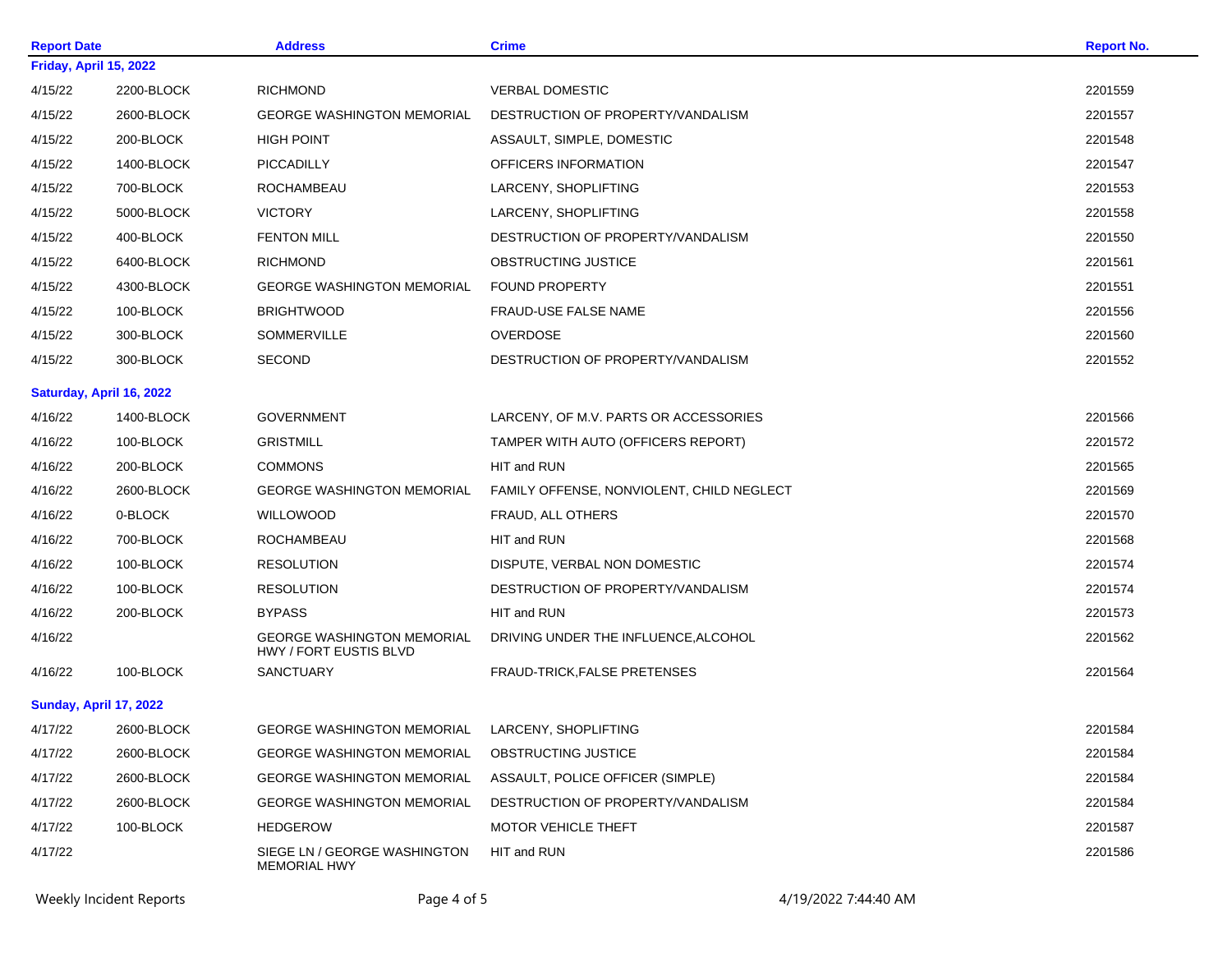| Report Date | | Address | Crime | Report No. |
|---|---|---|---|---|
| **Friday, April 15, 2022** | | | | |
| 4/15/22 | 2200-BLOCK | RICHMOND | VERBAL DOMESTIC | 2201559 |
| 4/15/22 | 2600-BLOCK | GEORGE WASHINGTON MEMORIAL | DESTRUCTION OF PROPERTY/VANDALISM | 2201557 |
| 4/15/22 | 200-BLOCK | HIGH POINT | ASSAULT, SIMPLE, DOMESTIC | 2201548 |
| 4/15/22 | 1400-BLOCK | PICCADILLY | OFFICERS INFORMATION | 2201547 |
| 4/15/22 | 700-BLOCK | ROCHAMBEAU | LARCENY, SHOPLIFTING | 2201553 |
| 4/15/22 | 5000-BLOCK | VICTORY | LARCENY, SHOPLIFTING | 2201558 |
| 4/15/22 | 400-BLOCK | FENTON MILL | DESTRUCTION OF PROPERTY/VANDALISM | 2201550 |
| 4/15/22 | 6400-BLOCK | RICHMOND | OBSTRUCTING JUSTICE | 2201561 |
| 4/15/22 | 4300-BLOCK | GEORGE WASHINGTON MEMORIAL | FOUND PROPERTY | 2201551 |
| 4/15/22 | 100-BLOCK | BRIGHTWOOD | FRAUD-USE FALSE NAME | 2201556 |
| 4/15/22 | 300-BLOCK | SOMMERVILLE | OVERDOSE | 2201560 |
| 4/15/22 | 300-BLOCK | SECOND | DESTRUCTION OF PROPERTY/VANDALISM | 2201552 |
| **Saturday, April 16, 2022** | | | | |
| 4/16/22 | 1400-BLOCK | GOVERNMENT | LARCENY, OF M.V. PARTS OR ACCESSORIES | 2201566 |
| 4/16/22 | 100-BLOCK | GRISTMILL | TAMPER WITH AUTO (OFFICERS REPORT) | 2201572 |
| 4/16/22 | 200-BLOCK | COMMONS | HIT and RUN | 2201565 |
| 4/16/22 | 2600-BLOCK | GEORGE WASHINGTON MEMORIAL | FAMILY OFFENSE, NONVIOLENT, CHILD NEGLECT | 2201569 |
| 4/16/22 | 0-BLOCK | WILLOWOOD | FRAUD, ALL OTHERS | 2201570 |
| 4/16/22 | 700-BLOCK | ROCHAMBEAU | HIT and RUN | 2201568 |
| 4/16/22 | 100-BLOCK | RESOLUTION | DISPUTE, VERBAL NON DOMESTIC | 2201574 |
| 4/16/22 | 100-BLOCK | RESOLUTION | DESTRUCTION OF PROPERTY/VANDALISM | 2201574 |
| 4/16/22 | 200-BLOCK | BYPASS | HIT and RUN | 2201573 |
| 4/16/22 | | GEORGE WASHINGTON MEMORIAL HWY / FORT EUSTIS BLVD | DRIVING UNDER THE INFLUENCE,ALCOHOL | 2201562 |
| 4/16/22 | 100-BLOCK | SANCTUARY | FRAUD-TRICK,FALSE PRETENSES | 2201564 |
| **Sunday, April 17, 2022** | | | | |
| 4/17/22 | 2600-BLOCK | GEORGE WASHINGTON MEMORIAL | LARCENY, SHOPLIFTING | 2201584 |
| 4/17/22 | 2600-BLOCK | GEORGE WASHINGTON MEMORIAL | OBSTRUCTING JUSTICE | 2201584 |
| 4/17/22 | 2600-BLOCK | GEORGE WASHINGTON MEMORIAL | ASSAULT, POLICE OFFICER (SIMPLE) | 2201584 |
| 4/17/22 | 2600-BLOCK | GEORGE WASHINGTON MEMORIAL | DESTRUCTION OF PROPERTY/VANDALISM | 2201584 |
| 4/17/22 | 100-BLOCK | HEDGEROW | MOTOR VEHICLE THEFT | 2201587 |
| 4/17/22 | | SIEGE LN / GEORGE WASHINGTON MEMORIAL HWY | HIT and RUN | 2201586 |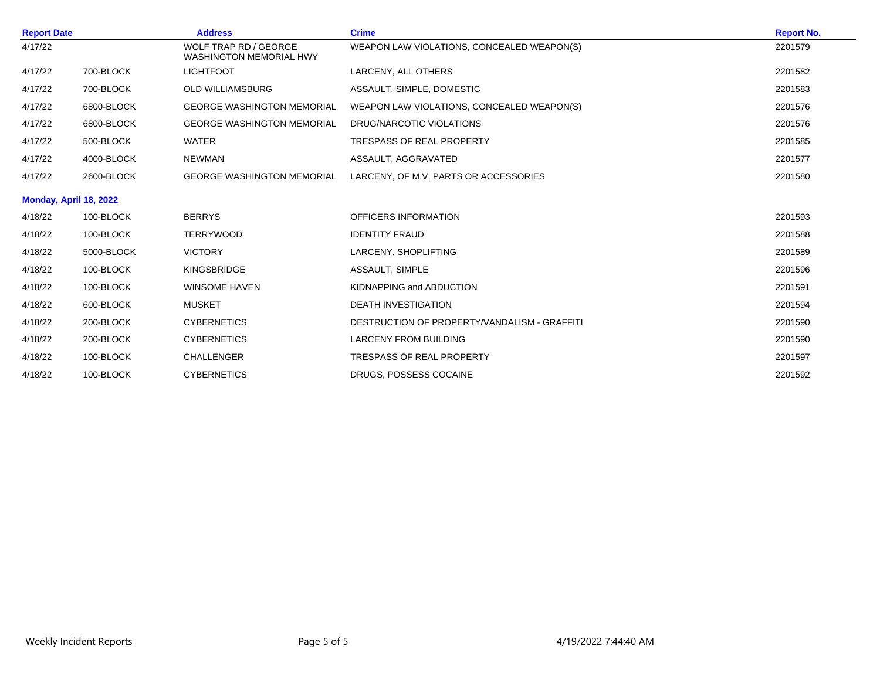| Report Date | | Address | Crime | Report No. |
|---|---|---|---|---|
| 4/17/22 | | WOLF TRAP RD / GEORGE WASHINGTON MEMORIAL HWY | WEAPON LAW VIOLATIONS, CONCEALED WEAPON(S) | 2201579 |
| 4/17/22 | 700-BLOCK | LIGHTFOOT | LARCENY, ALL OTHERS | 2201582 |
| 4/17/22 | 700-BLOCK | OLD WILLIAMSBURG | ASSAULT, SIMPLE, DOMESTIC | 2201583 |
| 4/17/22 | 6800-BLOCK | GEORGE WASHINGTON MEMORIAL | WEAPON LAW VIOLATIONS, CONCEALED WEAPON(S) | 2201576 |
| 4/17/22 | 6800-BLOCK | GEORGE WASHINGTON MEMORIAL | DRUG/NARCOTIC VIOLATIONS | 2201576 |
| 4/17/22 | 500-BLOCK | WATER | TRESPASS OF REAL PROPERTY | 2201585 |
| 4/17/22 | 4000-BLOCK | NEWMAN | ASSAULT, AGGRAVATED | 2201577 |
| 4/17/22 | 2600-BLOCK | GEORGE WASHINGTON MEMORIAL | LARCENY, OF M.V. PARTS OR ACCESSORIES | 2201580 |
| **Monday, April 18, 2022** | | | | |
| 4/18/22 | 100-BLOCK | BERRYS | OFFICERS INFORMATION | 2201593 |
| 4/18/22 | 100-BLOCK | TERRYWOOD | IDENTITY FRAUD | 2201588 |
| 4/18/22 | 5000-BLOCK | VICTORY | LARCENY, SHOPLIFTING | 2201589 |
| 4/18/22 | 100-BLOCK | KINGSBRIDGE | ASSAULT, SIMPLE | 2201596 |
| 4/18/22 | 100-BLOCK | WINSOME HAVEN | KIDNAPPING and ABDUCTION | 2201591 |
| 4/18/22 | 600-BLOCK | MUSKET | DEATH INVESTIGATION | 2201594 |
| 4/18/22 | 200-BLOCK | CYBERNETICS | DESTRUCTION OF PROPERTY/VANDALISM - GRAFFITI | 2201590 |
| 4/18/22 | 200-BLOCK | CYBERNETICS | LARCENY FROM BUILDING | 2201590 |
| 4/18/22 | 100-BLOCK | CHALLENGER | TRESPASS OF REAL PROPERTY | 2201597 |
| 4/18/22 | 100-BLOCK | CYBERNETICS | DRUGS, POSSESS COCAINE | 2201592 |